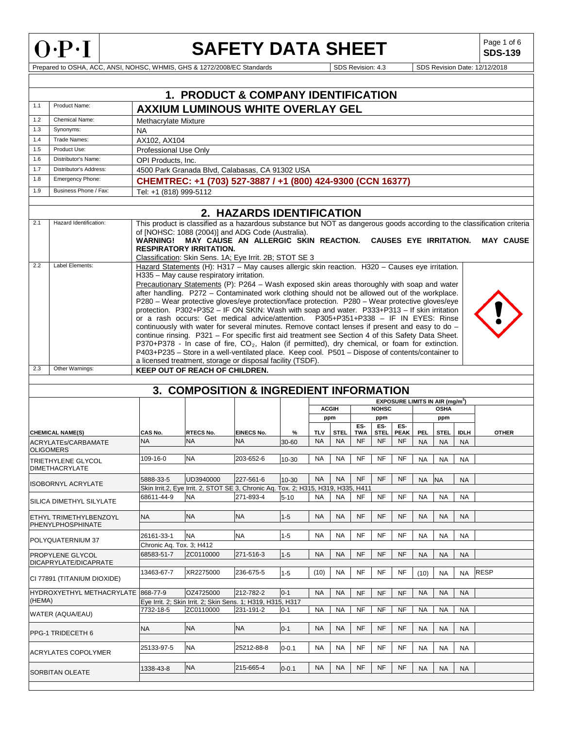# O·P·I SAFETY DATA SHEET

**SDS-139**

Prepared to OSHA, ACC, ANSI, NOHSC, WHMIS, GHS & 1272/2008/EC Standards | SDS Revision: 4.3 | SDS Revision Date: 12/12/2018

## 1. PRODUCT & COMPANY IDENTIFICATION

| | | |
|---|---|---|
| 1.1 | Product Name: | **AXXIUM LUMINOUS WHITE OVERLAY GEL** |
| 1.2 | Chemical Name: | Methacrylate Mixture |
| 1.3 | Synonyms: | NA |
| 1.4 | Trade Names: | AX102, AX104 |
| 1.5 | Product Use: | Professional Use Only |
| 1.6 | Distributor's Name: | OPI Products, Inc. |
| 1.7 | Distributor's Address: | 4500 Park Granada Blvd, Calabasas, CA 91302 USA |
| 1.8 | Emergency Phone: | **CHEMTREC: +1 (703) 527-3887 / +1 (800) 424-9300 (CCN 16377)** |
| 1.9 | Business Phone / Fax: | Tel: +1 (818) 999-5112 |

## 2. HAZARDS IDENTIFICATION

| | | |
|---|---|---|
| 2.1 | Hazard Identification: | This product is classified as a hazardous substance but NOT as dangerous goods according to the classification criteria of [NOHSC: 1088 (2004)] and ADG Code (Australia). **WARNING! MAY CAUSE AN ALLERGIC SKIN REACTION. CAUSES EYE IRRITATION. MAY CAUSE RESPIRATORY IRRITATION.** Classification: Skin Sens. 1A; Eye Irrit. 2B; STOT SE 3 |
| 2.2 | Label Elements: | Hazard Statements (H): H317 – May causes allergic skin reaction. H320 – Causes eye irritation. H335 – May cause respiratory irritation. Precautionary Statements (P): P264 – Wash exposed skin areas thoroughly with soap and water after handling. P272 – Contaminated work clothing should not be allowed out of the workplace. P280 – Wear protective gloves/eye protection/face protection. P280 – Wear protective gloves/eye protection. P302+P352 – IF ON SKIN: Wash with soap and water. P333+P313 – If skin irritation or a rash occurs: Get medical advice/attention. P305+P351+P338 – IF IN EYES: Rinse continuously with water for several minutes. Remove contact lenses if present and easy to do – continue rinsing. P321 – For specific first aid treatment see Section 4 of this Safety Data Sheet. P370+P378 - In case of fire, $CO_2$, Halon (if permitted), dry chemical, or foam for extinction. P403+P235 – Store in a well-ventilated place. Keep cool. P501 – Dispose of contents/container to a licensed treatment, storage or disposal facility (TSDF). |
| 2.3 | Other Warnings: | **KEEP OUT OF REACH OF CHILDREN.** |

## 3. COMPOSITION & INGREDIENT INFORMATION

| | | | | | EXPOSURE LIMITS IN AIR (mg/m³) | | | | | | | | |
|---|---|---|---|---|---|---|---|---|---|---|---|---|---|
| | | | | | ACGIH | | NOHSC | | | OSHA | | | |
| | | | | | ppm | | ppm | | | ppm | | | |
| **CHEMICAL NAME(S)** | **CAS No.** | **RTECS No.** | **EINECS No.** | **%** | **TLV** | **STEL** | **ES-TWA** | **ES-STEL** | **ES-PEAK** | **PEL** | **STEL** | **IDLH** | **OTHER** |
| ACRYLATEs/CARBAMATE OLIGOMERS | NA | NA | NA | 30-60 | NA | NA | NF | NF | NF | NA | NA | NA | |
| TRIETHYLENE GLYCOL DIMETHACRYLATE | 109-16-0 | NA | 203-652-6 | 10-30 | NA | NA | NF | NF | NF | NA | NA | NA | |
| ISOBORNYL ACRYLATE | 5888-33-5 | UD3940000 | 227-561-6 | 10-30 | NA | NA | NF | NF | NF | NA | NA | NA | |
| | Skin Irrit.2, Eye Irrit. 2, STOT SE 3, Chronic Aq. Tox. 2; H315, H319, H335, H411 | | | | | | | | | | | | |
| SILICA DIMETHYL SILYLATE | 68611-44-9 | NA | 271-893-4 | 5-10 | NA | NA | NF | NF | NF | NA | NA | NA | |
| ETHYL TRIMETHYLBENZOYL PHENYLPHOSPHINATE | NA | NA | NA | 1-5 | NA | NA | NF | NF | NF | NA | NA | NA | |
| POLYQUATERNIUM 37 | 26161-33-1 | NA | NA | 1-5 | NA | NA | NF | NF | NF | NA | NA | NA | |
| | Chronic Aq. Tox. 3; H412 | | | | | | | | | | | | |
| PROPYLENE GLYCOL DICAPRYLATE/DICAPRATE | 68583-51-7 | ZC0110000 | 271-516-3 | 1-5 | NA | NA | NF | NF | NF | NA | NA | NA | |
| CI 77891 (TITANIUM DIOXIDE) | 13463-67-7 | XR2275000 | 236-675-5 | 1-5 | (10) | NA | NF | NF | NF | (10) | NA | NA | RESP |
| HYDROXYETHYL METHACRYLATE (HEMA) | 868-77-9 | OZ4725000 | 212-782-2 | 0-1 | NA | NA | NF | NF | NF | NA | NA | NA | |
| | Eye Irrit. 2; Skin Irrit. 2; Skin Sens. 1; H319, H315, H317 | | | | | | | | | | | | |
| WATER (AQUA/EAU) | 7732-18-5 | ZC0110000 | 231-191-2 | 0-1 | NA | NA | NF | NF | NF | NA | NA | NA | |
| PPG-1 TRIDECETH 6 | NA | NA | NA | 0-1 | NA | NA | NF | NF | NF | NA | NA | NA | |
| ACRYLATES COPOLYMER | 25133-97-5 | NA | 25212-88-8 | 0-0.1 | NA | NA | NF | NF | NF | NA | NA | NA | |
| SORBITAN OLEATE | 1338-43-8 | NA | 215-665-4 | 0-0.1 | NA | NA | NF | NF | NF | NA | NA | NA | |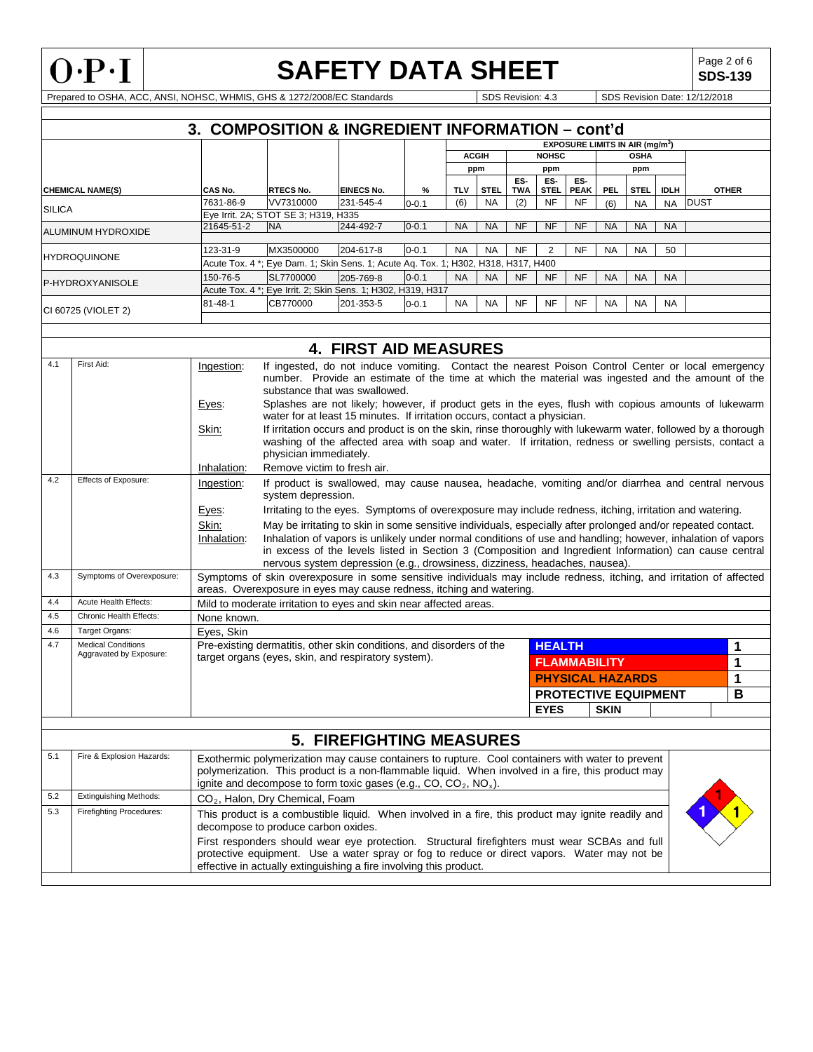## 3. COMPOSITION & INGREDIENT INFORMATION – cont'd

| CHEMICAL NAME(S) | CAS No. | RTECS No. | EINECS No. | % | ACGIH ppm TLV | ACGIH ppm STEL | NOHSC ppm ES-TWA | NOHSC ppm ES-STEL | NOHSC ppm ES-PEAK | OSHA ppm PEL | OSHA ppm STEL | OSHA ppm IDLH | OTHER |
|---|---|---|---|---|---|---|---|---|---|---|---|---|---|
| SILICA | 7631-86-9 | VV7310000 | 231-545-4 | 0-0.1 | (6) | NA | (2) | NF | NF | (6) | NA | NA | DUST |
| | Eye Irrit. 2A; STOT SE 3; H319, H335 | | | | | | | | | | | | |
| ALUMINUM HYDROXIDE | 21645-51-2 | NA | 244-492-7 | 0-0.1 | NA | NA | NF | NF | NF | NA | NA | NA | |
| HYDROQUINONE | 123-31-9 | MX3500000 | 204-617-8 | 0-0.1 | NA | NA | NF | 2 | NF | NA | NA | 50 | |
| | Acute Tox. 4 *; Eye Dam. 1; Skin Sens. 1; Acute Aq. Tox. 1; H302, H318, H317, H400 | | | | | | | | | | | | |
| P-HYDROXYANISOLE | 150-76-5 | SL7700000 | 205-769-8 | 0-0.1 | NA | NA | NF | NF | NF | NA | NA | NA | |
| | Acute Tox. 4 *; Eye Irrit. 2; Skin Sens. 1; H302, H319, H317 | | | | | | | | | | | | |
| CI 60725 (VIOLET 2) | 81-48-1 | CB770000 | 201-353-5 | 0-0.1 | NA | NA | NF | NF | NF | NA | NA | NA | |

Exposure limits in air ($mg/m^3$)

## 4. FIRST AID MEASURES

**4.1 First Aid:**

- Ingestion: If ingested, do not induce vomiting. Contact the nearest Poison Control Center or local emergency number. Provide an estimate of the time at which the material was ingested and the amount of the substance that was swallowed.
- Eyes: Splashes are not likely; however, if product gets in the eyes, flush with copious amounts of lukewarm water for at least 15 minutes. If irritation occurs, contact a physician.
- Skin: If irritation occurs and product is on the skin, rinse thoroughly with lukewarm water, followed by a thorough washing of the affected area with soap and water. If irritation, redness or swelling persists, contact a physician immediately.
- Inhalation: Remove victim to fresh air.

**4.2 Effects of Exposure:**

- Ingestion: If product is swallowed, may cause nausea, headache, vomiting and/or diarrhea and central nervous system depression.
- Eyes: Irritating to the eyes. Symptoms of overexposure may include redness, itching, irritation and watering.
- Skin: May be irritating to skin in some sensitive individuals, especially after prolonged and/or repeated contact.
- Inhalation: Inhalation of vapors is unlikely under normal conditions of use and handling; however, inhalation of vapors in excess of the levels listed in Section 3 (Composition and Ingredient Information) can cause central nervous system depression (e.g., drowsiness, dizziness, headaches, nausea).

**4.3 Symptoms of Overexposure:** Symptoms of skin overexposure in some sensitive individuals may include redness, itching, and irritation of affected areas. Overexposure in eyes may cause redness, itching and watering.

**4.4 Acute Health Effects:** Mild to moderate irritation to eyes and skin near affected areas.

**4.5 Chronic Health Effects:** None known.

**4.6 Target Organs:** Eyes, Skin

**4.7 Medical Conditions Aggravated by Exposure:** Pre-existing dermatitis, other skin conditions, and disorders of the target organs (eyes, skin, and respiratory system).

| | |
|---|---|
| HEALTH | 1 |
| FLAMMABILITY | 1 |
| PHYSICAL HAZARDS | 1 |
| PROTECTIVE EQUIPMENT | B |
| EYES | SKIN |

## 5. FIREFIGHTING MEASURES

**5.1 Fire & Explosion Hazards:** Exothermic polymerization may cause containers to rupture. Cool containers with water to prevent polymerization. This product is a non-flammable liquid. When involved in a fire, this product may ignite and decompose to form toxic gases (e.g., CO, $CO_2$, $NO_x$).

**5.2 Extinguishing Methods:** $CO_2$, Halon, Dry Chemical, Foam

**5.3 Firefighting Procedures:** This product is a combustible liquid. When involved in a fire, this product may ignite readily and decompose to produce carbon oxides.

First responders should wear eye protection. Structural firefighters must wear SCBAs and full protective equipment. Use a water spray or fog to reduce or direct vapors. Water may not be effective in actually extinguishing a fire involving this product.

NFPA: Health 1, Flammability 1, Instability 1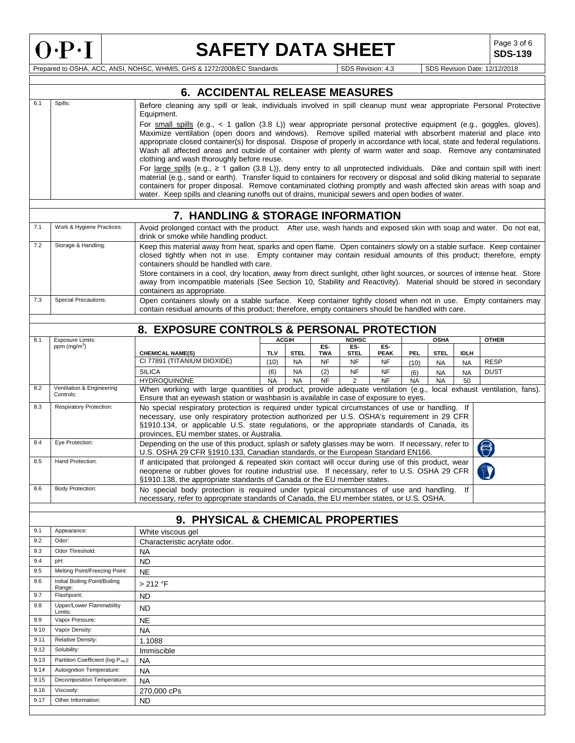## 6. ACCIDENTAL RELEASE MEASURES

| | | |
|---|---|---|
| 6.1 | Spills: | Before cleaning any spill or leak, individuals involved in spill cleanup must wear appropriate Personal Protective Equipment. For small spills (e.g., < 1 gallon (3.8 L)) wear appropriate personal protective equipment (e.g., goggles, gloves). Maximize ventilation (open doors and windows). Remove spilled material with absorbent material and place into appropriate closed container(s) for disposal. Dispose of properly in accordance with local, state and federal regulations. Wash all affected areas and outside of container with plenty of warm water and soap. Remove any contaminated clothing and wash thoroughly before reuse. For large spills (e.g., ≥ 1 gallon (3.8 L)), deny entry to all unprotected individuals. Dike and contain spill with inert material (e.g., sand or earth). Transfer liquid to containers for recovery or disposal and solid diking material to separate containers for proper disposal. Remove contaminated clothing promptly and wash affected skin areas with soap and water. Keep spills and cleaning runoffs out of drains, municipal sewers and open bodies of water. |

## 7. HANDLING & STORAGE INFORMATION

| | | |
|---|---|---|
| 7.1 | Work & Hygiene Practices: | Avoid prolonged contact with the product. After use, wash hands and exposed skin with soap and water. Do not eat, drink or smoke while handling product. |
| 7.2 | Storage & Handling: | Keep this material away from heat, sparks and open flame. Open containers slowly on a stable surface. Keep container closed tightly when not in use. Empty container may contain residual amounts of this product; therefore, empty containers should be handled with care. Store containers in a cool, dry location, away from direct sunlight, other light sources, or sources of intense heat. Store away from incompatible materials (See Section 10, Stability and Reactivity). Material should be stored in secondary containers as appropriate. |
| 7.3 | Special Precautions: | Open containers slowly on a stable surface. Keep container tightly closed when not in use. Empty containers may contain residual amounts of this product; therefore, empty containers should be handled with care. |

## 8. EXPOSURE CONTROLS & PERSONAL PROTECTION

8.1 Exposure Limits: ppm (mg/m³)

| CHEMICAL NAME(S) | ACGIH TLV | ACGIH STEL | NOHSC ES-TWA | NOHSC ES-STEL | NOHSC ES-PEAK | OSHA PEL | OSHA STEL | OSHA IDLH | OTHER |
|---|---|---|---|---|---|---|---|---|---|
| CI 77891 (TITANIUM DIOXIDE) | (10) | NA | NF | NF | NF | (10) | NA | NA | RESP |
| SILICA | (6) | NA | (2) | NF | NF | (6) | NA | NA | DUST |
| HYDROQUINONE | NA | NA | NF | 2 | NF | NA | NA | 50 | |

| | | |
|---|---|---|
| 8.2 | Ventilation & Engineering Controls: | When working with large quantities of product, provide adequate ventilation (e.g., local exhaust ventilation, fans). Ensure that an eyewash station or washbasin is available in case of exposure to eyes. |
| 8.3 | Respiratory Protection: | No special respiratory protection is required under typical circumstances of use or handling. If necessary, use only respiratory protection authorized per U.S. OSHA's requirement in 29 CFR §1910.134, or applicable U.S. state regulations, or the appropriate standards of Canada, its provinces, EU member states, or Australia. |
| 8.4 | Eye Protection: | Depending on the use of this product, splash or safety glasses may be worn. If necessary, refer to U.S. OSHA 29 CFR §1910.133, Canadian standards, or the European Standard EN166. |
| 8.5 | Hand Protection: | If anticipated that prolonged & repeated skin contact will occur during use of this product, wear neoprene or rubber gloves for routine industrial use. If necessary, refer to U.S. OSHA 29 CFR §1910.138, the appropriate standards of Canada or the EU member states. |
| 8.6 | Body Protection: | No special body protection is required under typical circumstances of use and handling. If necessary, refer to appropriate standards of Canada, the EU member states, or U.S. OSHA. |

## 9. PHYSICAL & CHEMICAL PROPERTIES

| | | |
|---|---|---|
| 9.1 | Appearance: | White viscous gel |
| 9.2 | Odor: | Characteristic acrylate odor. |
| 9.3 | Odor Threshold: | NA |
| 9.4 | pH: | ND |
| 9.5 | Melting Point/Freezing Point: | NE |
| 9.6 | Initial Boiling Point/Boiling Range: | > 212 °F |
| 9.7 | Flashpoint: | ND |
| 9.8 | Upper/Lower Flammability Limits: | ND |
| 9.9 | Vapor Pressure: | NE |
| 9.10 | Vapor Density: | NA |
| 9.11 | Relative Density: | 1.1088 |
| 9.12 | Solubility: | Immiscible |
| 9.13 | Partition Coefficient (log $P_{ow}$): | NA |
| 9.14 | Autoignition Temperature: | NA |
| 9.15 | Decomposition Temperature: | NA |
| 9.16 | Viscosity: | 270,000 cPs |
| 9.17 | Other Information: | ND |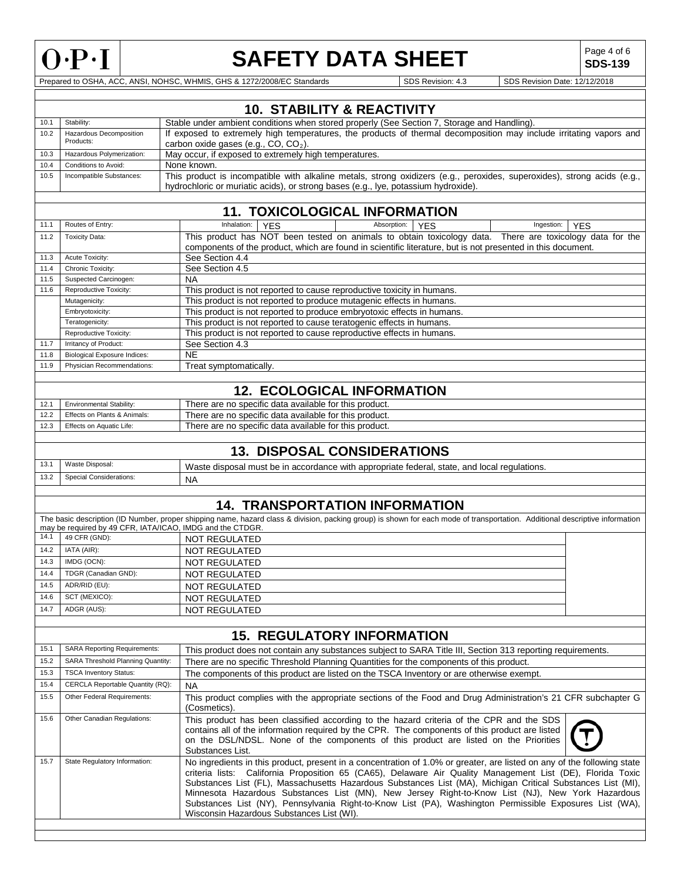## 10. STABILITY & REACTIVITY

| | | |
|---|---|---|
| 10.1 | Stability: | Stable under ambient conditions when stored properly (See Section 7, Storage and Handling). |
| 10.2 | Hazardous Decomposition Products: | If exposed to extremely high temperatures, the products of thermal decomposition may include irritating vapors and carbon oxide gases (e.g., CO, $CO_2$). |
| 10.3 | Hazardous Polymerization: | May occur, if exposed to extremely high temperatures. |
| 10.4 | Conditions to Avoid: | None known. |
| 10.5 | Incompatible Substances: | This product is incompatible with alkaline metals, strong oxidizers (e.g., peroxides, superoxides), strong acids (e.g., hydrochloric or muriatic acids), or strong bases (e.g., lye, potassium hydroxide). |

## 11. TOXICOLOGICAL INFORMATION

| | | |
|---|---|---|
| 11.1 | Routes of Entry: | Inhalation: YES — Absorption: YES — Ingestion: YES |
| 11.2 | Toxicity Data: | This product has NOT been tested on animals to obtain toxicology data. There are toxicology data for the components of the product, which are found in scientific literature, but is not presented in this document. |
| 11.3 | Acute Toxicity: | See Section 4.4 |
| 11.4 | Chronic Toxicity: | See Section 4.5 |
| 11.5 | Suspected Carcinogen: | NA |
| 11.6 | Reproductive Toxicity: | This product is not reported to cause reproductive toxicity in humans. |
| | Mutagenicity: | This product is not reported to produce mutagenic effects in humans. |
| | Embryotoxicity: | This product is not reported to produce embryotoxic effects in humans. |
| | Teratogenicity: | This product is not reported to cause teratogenic effects in humans. |
| | Reproductive Toxicity: | This product is not reported to cause reproductive effects in humans. |
| 11.7 | Irritancy of Product: | See Section 4.3 |
| 11.8 | Biological Exposure Indices: | NE |
| 11.9 | Physician Recommendations: | Treat symptomatically. |

## 12. ECOLOGICAL INFORMATION

| | | |
|---|---|---|
| 12.1 | Environmental Stability: | There are no specific data available for this product. |
| 12.2 | Effects on Plants & Animals: | There are no specific data available for this product. |
| 12.3 | Effects on Aquatic Life: | There are no specific data available for this product. |

## 13. DISPOSAL CONSIDERATIONS

| | | |
|---|---|---|
| 13.1 | Waste Disposal: | Waste disposal must be in accordance with appropriate federal, state, and local regulations. |
| 13.2 | Special Considerations: | NA |

## 14. TRANSPORTATION INFORMATION

The basic description (ID Number, proper shipping name, hazard class & division, packing group) is shown for each mode of transportation. Additional descriptive information may be required by 49 CFR, IATA/ICAO, IMDG and the CTDGR.

| | | |
|---|---|---|
| 14.1 | 49 CFR (GND): | NOT REGULATED |
| 14.2 | IATA (AIR): | NOT REGULATED |
| 14.3 | IMDG (OCN): | NOT REGULATED |
| 14.4 | TDGR (Canadian GND): | NOT REGULATED |
| 14.5 | ADR/RID (EU): | NOT REGULATED |
| 14.6 | SCT (MEXICO): | NOT REGULATED |
| 14.7 | ADGR (AUS): | NOT REGULATED |

## 15. REGULATORY INFORMATION

| | | |
|---|---|---|
| 15.1 | SARA Reporting Requirements: | This product does not contain any substances subject to SARA Title III, Section 313 reporting requirements. |
| 15.2 | SARA Threshold Planning Quantity: | There are no specific Threshold Planning Quantities for the components of this product. |
| 15.3 | TSCA Inventory Status: | The components of this product are listed on the TSCA Inventory or are otherwise exempt. |
| 15.4 | CERCLA Reportable Quantity (RQ): | NA |
| 15.5 | Other Federal Requirements: | This product complies with the appropriate sections of the Food and Drug Administration's 21 CFR subchapter G (Cosmetics). |
| 15.6 | Other Canadian Regulations: | This product has been classified according to the hazard criteria of the CPR and the SDS contains all of the information required by the CPR. The components of this product are listed on the DSL/NDSL. None of the components of this product are listed on the Priorities Substances List. |
| 15.7 | State Regulatory Information: | No ingredients in this product, present in a concentration of 1.0% or greater, are listed on any of the following state criteria lists: California Proposition 65 (CA65), Delaware Air Quality Management List (DE), Florida Toxic Substances List (FL), Massachusetts Hazardous Substances List (MA), Michigan Critical Substances List (MI), Minnesota Hazardous Substances List (MN), New Jersey Right-to-Know List (NJ), New York Hazardous Substances List (NY), Pennsylvania Right-to-Know List (PA), Washington Permissible Exposures List (WA), Wisconsin Hazardous Substances List (WI). |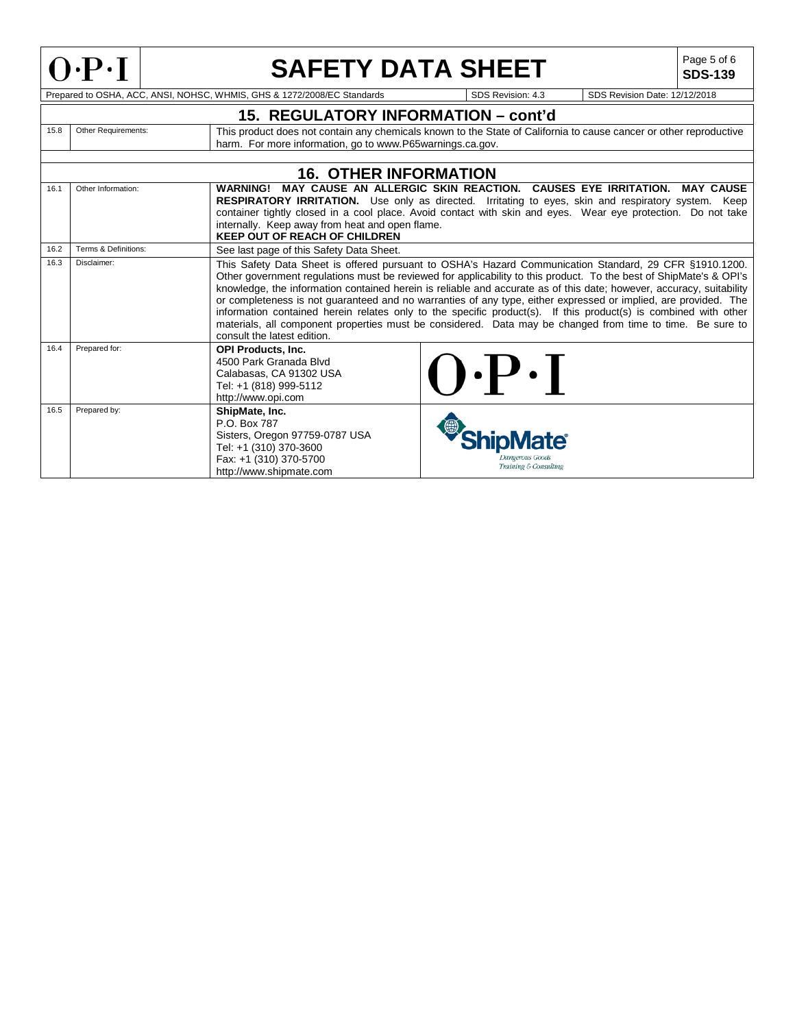## 15. REGULATORY INFORMATION – cont'd

| | | |
|---|---|---|
| 15.8 | Other Requirements: | This product does not contain any chemicals known to the State of California to cause cancer or other reproductive harm. For more information, go to www.P65warnings.ca.gov. |

## 16. OTHER INFORMATION

| | | | |
|---|---|---|---|
| 16.1 | Other Information: | **WARNING! MAY CAUSE AN ALLERGIC SKIN REACTION. CAUSES EYE IRRITATION. MAY CAUSE RESPIRATORY IRRITATION.** Use only as directed. Irritating to eyes, skin and respiratory system. Keep container tightly closed in a cool place. Avoid contact with skin and eyes. Wear eye protection. Do not take internally. Keep away from heat and open flame. **KEEP OUT OF REACH OF CHILDREN** | |
| 16.2 | Terms & Definitions: | See last page of this Safety Data Sheet. | |
| 16.3 | Disclaimer: | This Safety Data Sheet is offered pursuant to OSHA's Hazard Communication Standard, 29 CFR §1910.1200. Other government regulations must be reviewed for applicability to this product. To the best of ShipMate's & OPI's knowledge, the information contained herein is reliable and accurate as of this date; however, accuracy, suitability or completeness is not guaranteed and no warranties of any type, either expressed or implied, are provided. The information contained herein relates only to the specific product(s). If this product(s) is combined with other materials, all component properties must be considered. Data may be changed from time to time. Be sure to consult the latest edition. | |
| 16.4 | Prepared for: | **OPI Products, Inc.** 4500 Park Granada Blvd Calabasas, CA 91302 USA Tel: +1 (818) 999-5112 http://www.opi.com | O·P·I |
| 16.5 | Prepared by: | **ShipMate, Inc.** P.O. Box 787 Sisters, Oregon 97759-0787 USA Tel: +1 (310) 370-3600 Fax: +1 (310) 370-5700 http://www.shipmate.com | ShipMate® Dangerous Goods Training & Consulting |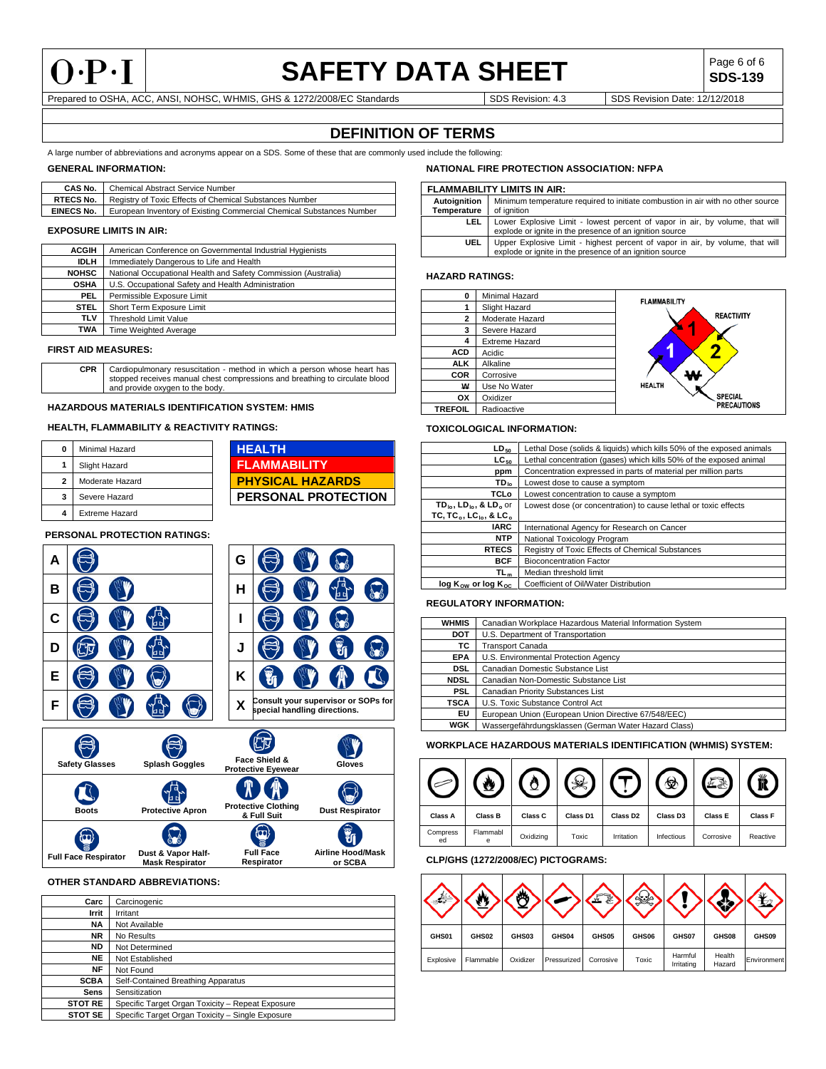# DEFINITION OF TERMS

A large number of abbreviations and acronyms appear on a SDS. Some of these that are commonly used include the following:

### GENERAL INFORMATION:

| | |
|---|---|
| **CAS No.** | Chemical Abstract Service Number |
| **RTECS No.** | Registry of Toxic Effects of Chemical Substances Number |
| **EINECS No.** | European Inventory of Existing Commercial Chemical Substances Number |

### EXPOSURE LIMITS IN AIR:

| | |
|---|---|
| **ACGIH** | American Conference on Governmental Industrial Hygienists |
| **IDLH** | Immediately Dangerous to Life and Health |
| **NOHSC** | National Occupational Health and Safety Commission (Australia) |
| **OSHA** | U.S. Occupational Safety and Health Administration |
| **PEL** | Permissible Exposure Limit |
| **STEL** | Short Term Exposure Limit |
| **TLV** | Threshold Limit Value |
| **TWA** | Time Weighted Average |

### FIRST AID MEASURES:

| | |
|---|---|
| **CPR** | Cardiopulmonary resuscitation - method in which a person whose heart has stopped receives manual chest compressions and breathing to circulate blood and provide oxygen to the body. |

### HAZARDOUS MATERIALS IDENTIFICATION SYSTEM: HMIS

### HEALTH, FLAMMABILITY & REACTIVITY RATINGS:

| | |
|---|---|
| **0** | Minimal Hazard |
| **1** | Slight Hazard |
| **2** | Moderate Hazard |
| **3** | Severe Hazard |
| **4** | Extreme Hazard |

HEALTH
FLAMMABILITY
PHYSICAL HAZARDS
PERSONAL PROTECTION

### PERSONAL PROTECTION RATINGS:

A, B, C, D, E, F, G, H, I, J, K

X — Consult your supervisor or SOPs for special handling directions.

Safety Glasses — Splash Goggles — Face Shield & Protective Eyewear — Gloves

Boots — Protective Apron — Protective Clothing & Full Suit — Dust Respirator

Full Face Respirator — Dust & Vapor Half-Mask Respirator — Full Face Respirator — Airline Hood/Mask or SCBA

### OTHER STANDARD ABBREVIATIONS:

| | |
|---|---|
| **Carc** | Carcinogenic |
| **Irrit** | Irritant |
| **NA** | Not Available |
| **NR** | No Results |
| **ND** | Not Determined |
| **NE** | Not Established |
| **NF** | Not Found |
| **SCBA** | Self-Contained Breathing Apparatus |
| **Sens** | Sensitization |
| **STOT RE** | Specific Target Organ Toxicity – Repeat Exposure |
| **STOT SE** | Specific Target Organ Toxicity – Single Exposure |

### NATIONAL FIRE PROTECTION ASSOCIATION: NFPA

| FLAMMABILITY LIMITS IN AIR: | |
|---|---|
| **Autoignition Temperature** | Minimum temperature required to initiate combustion in air with no other source of ignition |
| **LEL** | Lower Explosive Limit - lowest percent of vapor in air, by volume, that will explode or ignite in the presence of an ignition source |
| **UEL** | Upper Explosive Limit - highest percent of vapor in air, by volume, that will explode or ignite in the presence of an ignition source |

### HAZARD RATINGS:

| | |
|---|---|
| **0** | Minimal Hazard |
| **1** | Slight Hazard |
| **2** | Moderate Hazard |
| **3** | Severe Hazard |
| **4** | Extreme Hazard |
| **ACD** | Acidic |
| **ALK** | Alkaline |
| **COR** | Corrosive |
| **W** | Use No Water |
| **OX** | Oxidizer |
| **TREFOIL** | Radioactive |

FLAMMABILITY
REACTIVITY
HEALTH
SPECIAL PRECAUTIONS
1
1
2
W

### TOXICOLOGICAL INFORMATION:

| | |
|---|---|
| **$LD_{50}$** | Lethal Dose (solids & liquids) which kills 50% of the exposed animals |
| **$LC_{50}$** | Lethal concentration (gases) which kills 50% of the exposed animal |
| **ppm** | Concentration expressed in parts of material per million parts |
| **$TD_{lo}$** | Lowest dose to cause a symptom |
| **TCLo** | Lowest concentration to cause a symptom |
| **$TD_{lo}$, $LD_{lo}$, & $LD_o$ or TC, $TC_o$, $LC_{lo}$, & $LC_o$** | Lowest dose (or concentration) to cause lethal or toxic effects |
| **IARC** | International Agency for Research on Cancer |
| **NTP** | National Toxicology Program |
| **RTECS** | Registry of Toxic Effects of Chemical Substances |
| **BCF** | Bioconcentration Factor |
| **$TL_m$** | Median threshold limit |
| **log $K_{OW}$ or log $K_{OC}$** | Coefficient of Oil/Water Distribution |

### REGULATORY INFORMATION:

| | |
|---|---|
| **WHMIS** | Canadian Workplace Hazardous Material Information System |
| **DOT** | U.S. Department of Transportation |
| **TC** | Transport Canada |
| **EPA** | U.S. Environmental Protection Agency |
| **DSL** | Canadian Domestic Substance List |
| **NDSL** | Canadian Non-Domestic Substance List |
| **PSL** | Canadian Priority Substances List |
| **TSCA** | U.S. Toxic Substance Control Act |
| **EU** | European Union (European Union Directive 67/548/EEC) |
| **WGK** | Wassergefährdungsklassen (German Water Hazard Class) |

### WORKPLACE HAZARDOUS MATERIALS IDENTIFICATION (WHMIS) SYSTEM:

| Class A | Class B | Class C | Class D1 | Class D2 | Class D3 | Class E | Class F |
|---|---|---|---|---|---|---|---|
| Compressed | Flammable | Oxidizing | Toxic | Irritation | Infectious | Corrosive | Reactive |

### CLP/GHS (1272/2008/EC) PICTOGRAMS:

| GHS01 | GHS02 | GHS03 | GHS04 | GHS05 | GHS06 | GHS07 | GHS08 | GHS09 |
|---|---|---|---|---|---|---|---|---|
| Explosive | Flammable | Oxidizer | Pressurized | Corrosive | Toxic | Harmful Irritating | Health Hazard | Environment |